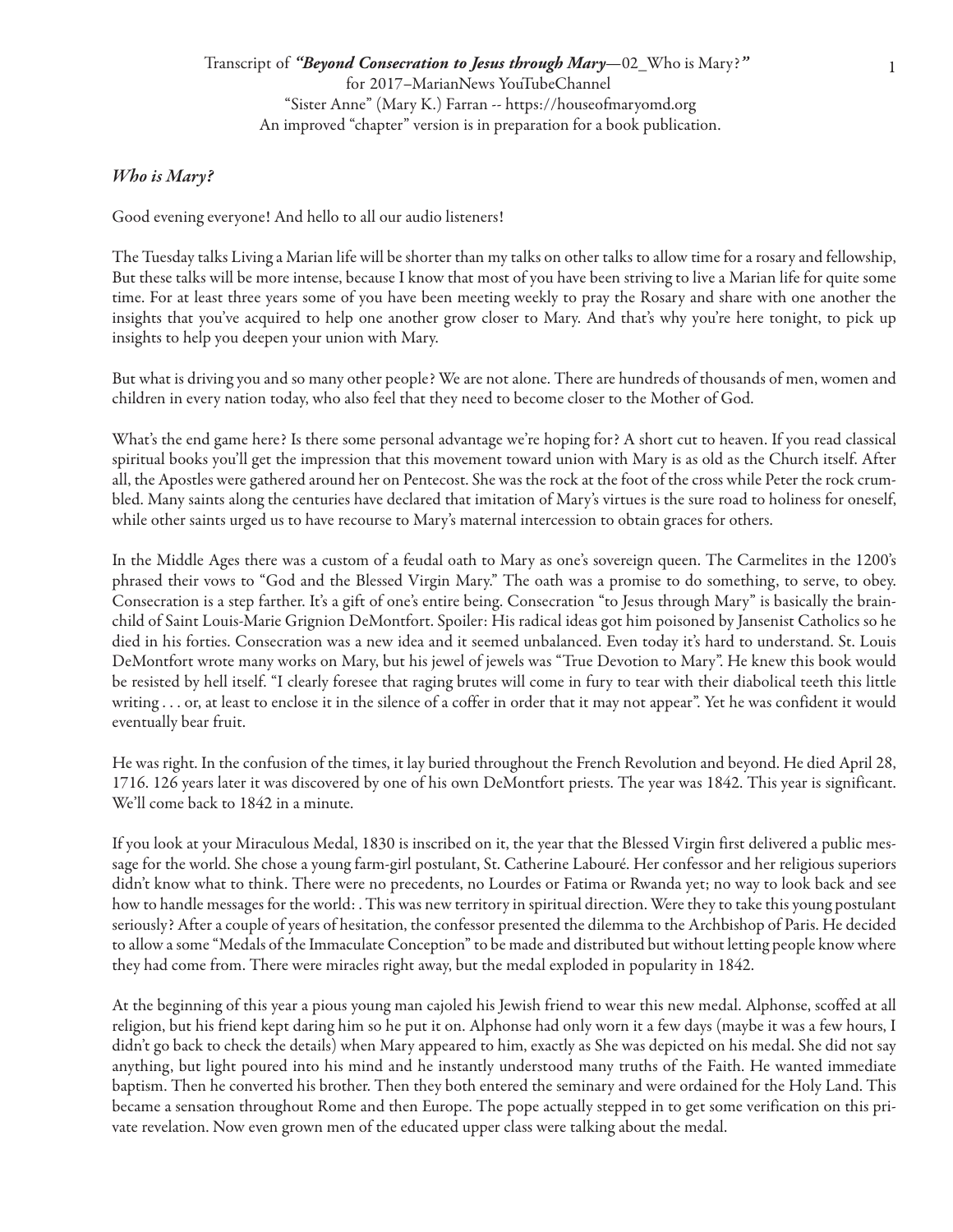Transcript of ***"Beyond Consecration to Jesus through Mary***—02_Who is Mary?***"***
for 2017–MarianNews YouTubeChannel
"Sister Anne" (Mary K.) Farran -- https://houseofmaryomd.org
An improved "chapter" version is in preparation for a book publication.

## *Who is Mary?*

Good evening everyone! And hello to all our audio listeners!

The Tuesday talks Living a Marian life will be shorter than my talks on other talks to allow time for a rosary and fellowship, But these talks will be more intense, because I know that most of you have been striving to live a Marian life for quite some time. For at least three years some of you have been meeting weekly to pray the Rosary and share with one another the insights that you've acquired to help one another grow closer to Mary. And that's why you're here tonight, to pick up insights to help you deepen your union with Mary.

But what is driving you and so many other people? We are not alone. There are hundreds of thousands of men, women and children in every nation today, who also feel that they need to become closer to the Mother of God.

What's the end game here? Is there some personal advantage we're hoping for? A short cut to heaven. If you read classical spiritual books you'll get the impression that this movement toward union with Mary is as old as the Church itself. After all, the Apostles were gathered around her on Pentecost. She was the rock at the foot of the cross while Peter the rock crumbled. Many saints along the centuries have declared that imitation of Mary's virtues is the sure road to holiness for oneself, while other saints urged us to have recourse to Mary's maternal intercession to obtain graces for others.

In the Middle Ages there was a custom of a feudal oath to Mary as one's sovereign queen. The Carmelites in the 1200's phrased their vows to "God and the Blessed Virgin Mary." The oath was a promise to do something, to serve, to obey. Consecration is a step farther. It's a gift of one's entire being. Consecration "to Jesus through Mary" is basically the brainchild of Saint Louis-Marie Grignion DeMontfort. Spoiler: His radical ideas got him poisoned by Jansenist Catholics so he died in his forties. Consecration was a new idea and it seemed unbalanced. Even today it's hard to understand. St. Louis DeMontfort wrote many works on Mary, but his jewel of jewels was "True Devotion to Mary". He knew this book would be resisted by hell itself. "I clearly foresee that raging brutes will come in fury to tear with their diabolical teeth this little writing . . . or, at least to enclose it in the silence of a coffer in order that it may not appear". Yet he was confident it would eventually bear fruit.

He was right. In the confusion of the times, it lay buried throughout the French Revolution and beyond. He died April 28, 1716. 126 years later it was discovered by one of his own DeMontfort priests. The year was 1842. This year is significant. We'll come back to 1842 in a minute.

If you look at your Miraculous Medal, 1830 is inscribed on it, the year that the Blessed Virgin first delivered a public message for the world. She chose a young farm-girl postulant, St. Catherine Labouré. Her confessor and her religious superiors didn't know what to think. There were no precedents, no Lourdes or Fatima or Rwanda yet; no way to look back and see how to handle messages for the world: . This was new territory in spiritual direction. Were they to take this young postulant seriously? After a couple of years of hesitation, the confessor presented the dilemma to the Archbishop of Paris. He decided to allow a some "Medals of the Immaculate Conception" to be made and distributed but without letting people know where they had come from. There were miracles right away, but the medal exploded in popularity in 1842.

At the beginning of this year a pious young man cajoled his Jewish friend to wear this new medal. Alphonse, scoffed at all religion, but his friend kept daring him so he put it on. Alphonse had only worn it a few days (maybe it was a few hours, I didn't go back to check the details) when Mary appeared to him, exactly as She was depicted on his medal. She did not say anything, but light poured into his mind and he instantly understood many truths of the Faith. He wanted immediate baptism. Then he converted his brother. Then they both entered the seminary and were ordained for the Holy Land. This became a sensation throughout Rome and then Europe. The pope actually stepped in to get some verification on this private revelation. Now even grown men of the educated upper class were talking about the medal.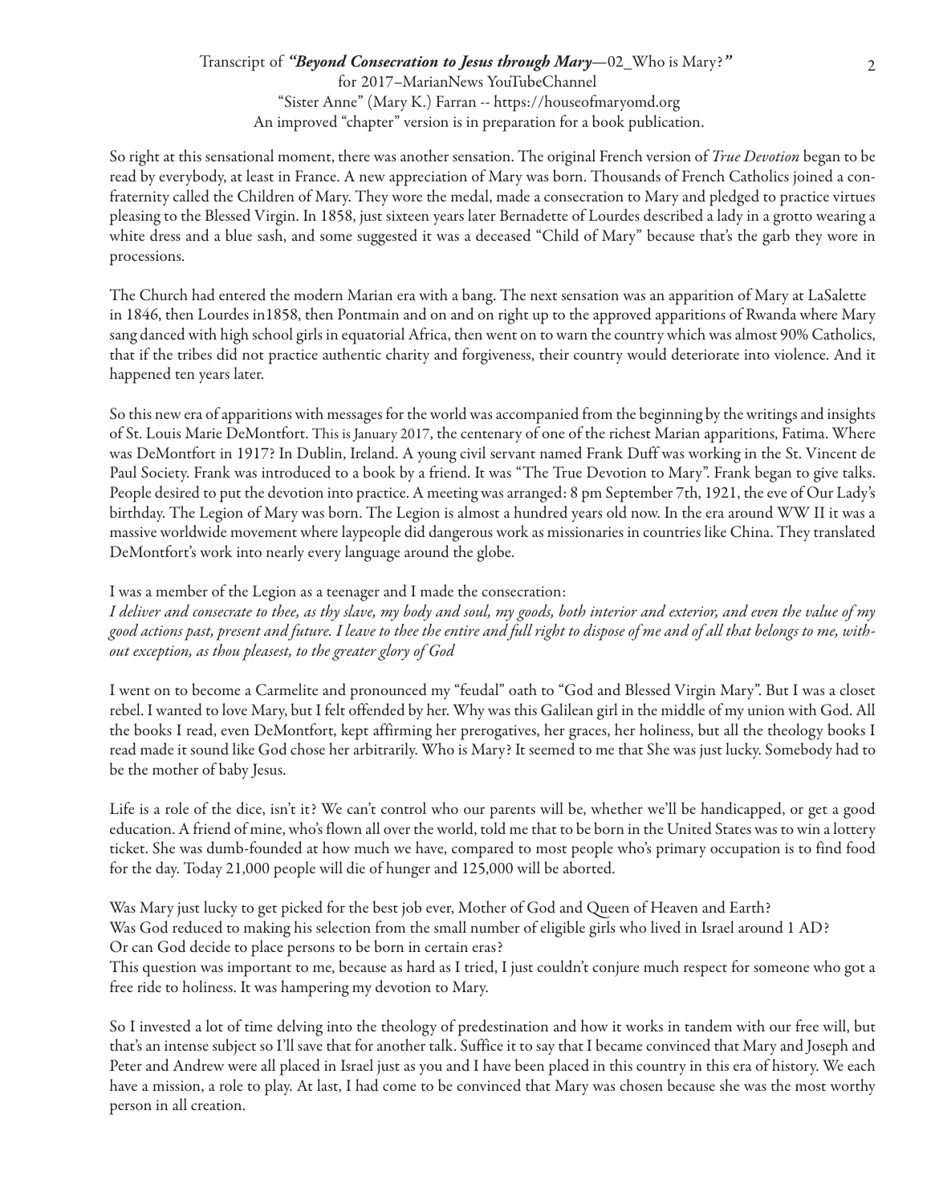So right at this sensational moment, there was another sensation. The original French version of *True Devotion* began to be read by everybody, at least in France. A new appreciation of Mary was born. Thousands of French Catholics joined a confraternity called the Children of Mary. They wore the medal, made a consecration to Mary and pledged to practice virtues pleasing to the Blessed Virgin. In 1858, just sixteen years later Bernadette of Lourdes described a lady in a grotto wearing a white dress and a blue sash, and some suggested it was a deceased "Child of Mary" because that's the garb they wore in processions.

The Church had entered the modern Marian era with a bang. The next sensation was an apparition of Mary at LaSalette in 1846, then Lourdes in1858, then Pontmain and on and on right up to the approved apparitions of Rwanda where Mary sang danced with high school girls in equatorial Africa, then went on to warn the country which was almost 90% Catholics, that if the tribes did not practice authentic charity and forgiveness, their country would deteriorate into violence. And it happened ten years later.

So this new era of apparitions with messages for the world was accompanied from the beginning by the writings and insights of St. Louis Marie DeMontfort. This is January 2017, the centenary of one of the richest Marian apparitions, Fatima. Where was DeMontfort in 1917? In Dublin, Ireland. A young civil servant named Frank Duff was working in the St. Vincent de Paul Society. Frank was introduced to a book by a friend. It was "The True Devotion to Mary". Frank began to give talks. People desired to put the devotion into practice. A meeting was arranged: 8 pm September 7th, 1921, the eve of Our Lady's birthday. The Legion of Mary was born. The Legion is almost a hundred years old now. In the era around WW II it was a massive worldwide movement where laypeople did dangerous work as missionaries in countries like China. They translated DeMontfort's work into nearly every language around the globe.

I was a member of the Legion as a teenager and I made the consecration:
*I deliver and consecrate to thee, as thy slave, my body and soul, my goods, both interior and exterior, and even the value of my good actions past, present and future. I leave to thee the entire and full right to dispose of me and of all that belongs to me, without exception, as thou pleasest, to the greater glory of God*

I went on to become a Carmelite and pronounced my "feudal" oath to "God and Blessed Virgin Mary". But I was a closet rebel. I wanted to love Mary, but I felt offended by her. Why was this Galilean girl in the middle of my union with God. All the books I read, even DeMontfort, kept affirming her prerogatives, her graces, her holiness, but all the theology books I read made it sound like God chose her arbitrarily. Who is Mary? It seemed to me that She was just lucky. Somebody had to be the mother of baby Jesus.

Life is a role of the dice, isn't it? We can't control who our parents will be, whether we'll be handicapped, or get a good education. A friend of mine, who's flown all over the world, told me that to be born in the United States was to win a lottery ticket. She was dumb-founded at how much we have, compared to most people who's primary occupation is to find food for the day. Today 21,000 people will die of hunger and 125,000 will be aborted.

Was Mary just lucky to get picked for the best job ever, Mother of God and Queen of Heaven and Earth?
Was God reduced to making his selection from the small number of eligible girls who lived in Israel around 1 AD?
Or can God decide to place persons to be born in certain eras?
This question was important to me, because as hard as I tried, I just couldn't conjure much respect for someone who got a free ride to holiness. It was hampering my devotion to Mary.

So I invested a lot of time delving into the theology of predestination and how it works in tandem with our free will, but that's an intense subject so I'll save that for another talk. Suffice it to say that I became convinced that Mary and Joseph and Peter and Andrew were all placed in Israel just as you and I have been placed in this country in this era of history. We each have a mission, a role to play. At last, I had come to be convinced that Mary was chosen because she was the most worthy person in all creation.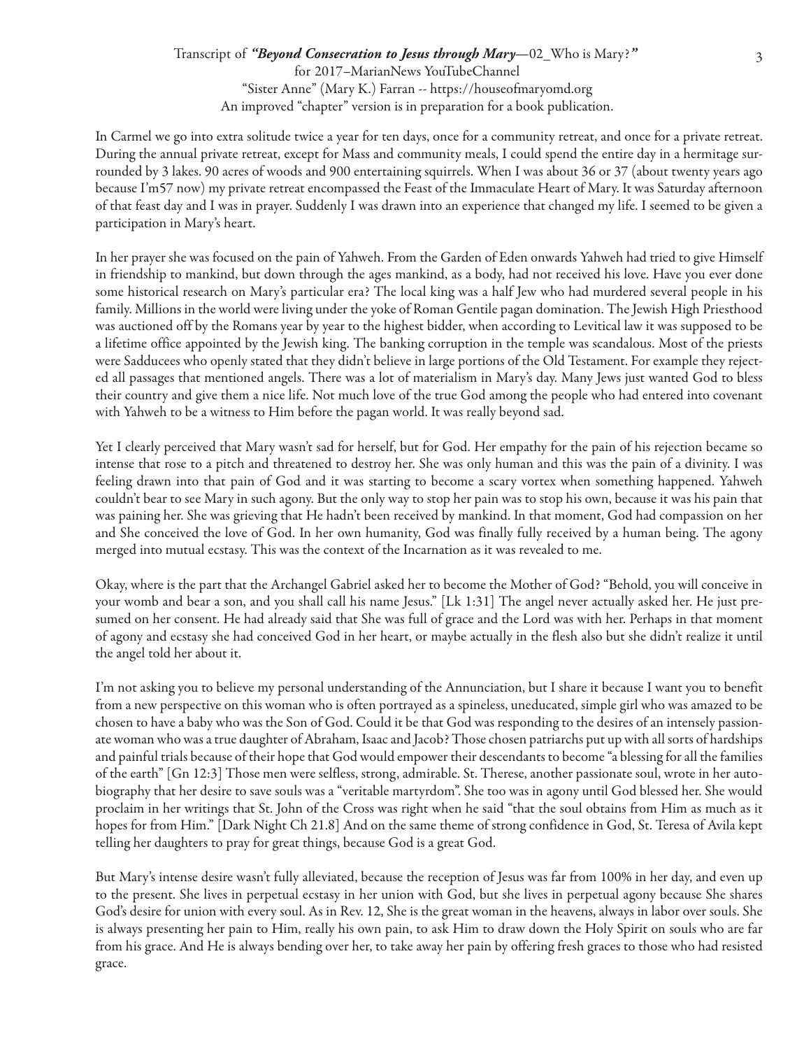In Carmel we go into extra solitude twice a year for ten days, once for a community retreat, and once for a private retreat. During the annual private retreat, except for Mass and community meals, I could spend the entire day in a hermitage surrounded by 3 lakes. 90 acres of woods and 900 entertaining squirrels. When I was about 36 or 37 (about twenty years ago because I'm57 now) my private retreat encompassed the Feast of the Immaculate Heart of Mary. It was Saturday afternoon of that feast day and I was in prayer. Suddenly I was drawn into an experience that changed my life. I seemed to be given a participation in Mary's heart.

In her prayer she was focused on the pain of Yahweh. From the Garden of Eden onwards Yahweh had tried to give Himself in friendship to mankind, but down through the ages mankind, as a body, had not received his love. Have you ever done some historical research on Mary's particular era? The local king was a half Jew who had murdered several people in his family. Millions in the world were living under the yoke of Roman Gentile pagan domination. The Jewish High Priesthood was auctioned off by the Romans year by year to the highest bidder, when according to Levitical law it was supposed to be a lifetime office appointed by the Jewish king. The banking corruption in the temple was scandalous. Most of the priests were Sadducees who openly stated that they didn't believe in large portions of the Old Testament. For example they rejected all passages that mentioned angels. There was a lot of materialism in Mary's day. Many Jews just wanted God to bless their country and give them a nice life. Not much love of the true God among the people who had entered into covenant with Yahweh to be a witness to Him before the pagan world. It was really beyond sad.

Yet I clearly perceived that Mary wasn't sad for herself, but for God. Her empathy for the pain of his rejection became so intense that rose to a pitch and threatened to destroy her. She was only human and this was the pain of a divinity. I was feeling drawn into that pain of God and it was starting to become a scary vortex when something happened. Yahweh couldn't bear to see Mary in such agony. But the only way to stop her pain was to stop his own, because it was his pain that was paining her. She was grieving that He hadn't been received by mankind. In that moment, God had compassion on her and She conceived the love of God. In her own humanity, God was finally fully received by a human being. The agony merged into mutual ecstasy. This was the context of the Incarnation as it was revealed to me.

Okay, where is the part that the Archangel Gabriel asked her to become the Mother of God? "Behold, you will conceive in your womb and bear a son, and you shall call his name Jesus." [Lk 1:31] The angel never actually asked her. He just presumed on her consent. He had already said that She was full of grace and the Lord was with her. Perhaps in that moment of agony and ecstasy she had conceived God in her heart, or maybe actually in the flesh also but she didn't realize it until the angel told her about it.

I'm not asking you to believe my personal understanding of the Annunciation, but I share it because I want you to benefit from a new perspective on this woman who is often portrayed as a spineless, uneducated, simple girl who was amazed to be chosen to have a baby who was the Son of God. Could it be that God was responding to the desires of an intensely passionate woman who was a true daughter of Abraham, Isaac and Jacob? Those chosen patriarchs put up with all sorts of hardships and painful trials because of their hope that God would empower their descendants to become "a blessing for all the families of the earth" [Gn 12:3] Those men were selfless, strong, admirable. St. Therese, another passionate soul, wrote in her autobiography that her desire to save souls was a "veritable martyrdom". She too was in agony until God blessed her. She would proclaim in her writings that St. John of the Cross was right when he said "that the soul obtains from Him as much as it hopes for from Him." [Dark Night Ch 21.8] And on the same theme of strong confidence in God, St. Teresa of Avila kept telling her daughters to pray for great things, because God is a great God.

But Mary's intense desire wasn't fully alleviated, because the reception of Jesus was far from 100% in her day, and even up to the present. She lives in perpetual ecstasy in her union with God, but she lives in perpetual agony because She shares God's desire for union with every soul. As in Rev. 12, She is the great woman in the heavens, always in labor over souls. She is always presenting her pain to Him, really his own pain, to ask Him to draw down the Holy Spirit on souls who are far from his grace. And He is always bending over her, to take away her pain by offering fresh graces to those who had resisted grace.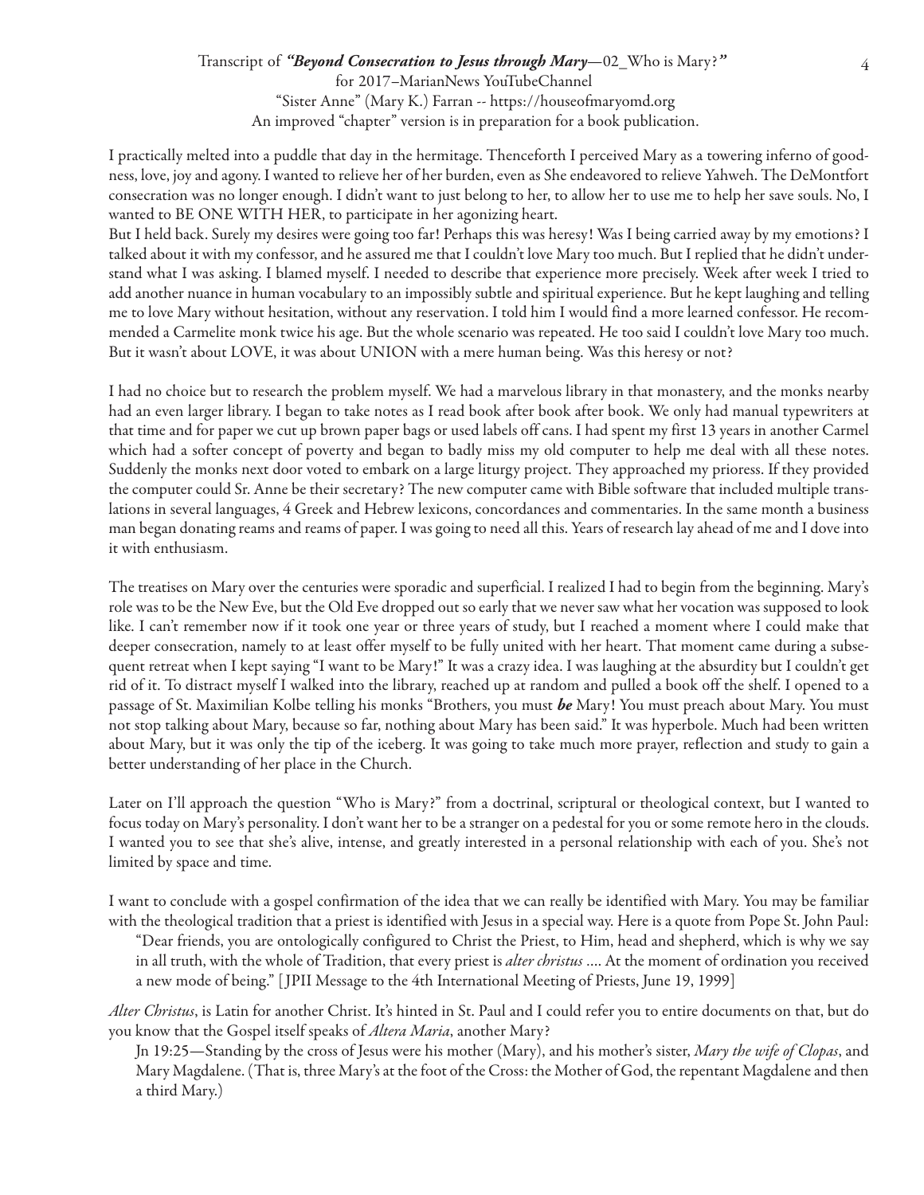I practically melted into a puddle that day in the hermitage. Thenceforth I perceived Mary as a towering inferno of goodness, love, joy and agony. I wanted to relieve her of her burden, even as She endeavored to relieve Yahweh. The DeMontfort consecration was no longer enough. I didn't want to just belong to her, to allow her to use me to help her save souls. No, I wanted to BE ONE WITH HER, to participate in her agonizing heart.

But I held back. Surely my desires were going too far! Perhaps this was heresy! Was I being carried away by my emotions? I talked about it with my confessor, and he assured me that I couldn't love Mary too much. But I replied that he didn't understand what I was asking. I blamed myself. I needed to describe that experience more precisely. Week after week I tried to add another nuance in human vocabulary to an impossibly subtle and spiritual experience. But he kept laughing and telling me to love Mary without hesitation, without any reservation. I told him I would find a more learned confessor. He recommended a Carmelite monk twice his age. But the whole scenario was repeated. He too said I couldn't love Mary too much. But it wasn't about LOVE, it was about UNION with a mere human being. Was this heresy or not?

I had no choice but to research the problem myself. We had a marvelous library in that monastery, and the monks nearby had an even larger library. I began to take notes as I read book after book after book. We only had manual typewriters at that time and for paper we cut up brown paper bags or used labels off cans. I had spent my first 13 years in another Carmel which had a softer concept of poverty and began to badly miss my old computer to help me deal with all these notes. Suddenly the monks next door voted to embark on a large liturgy project. They approached my prioress. If they provided the computer could Sr. Anne be their secretary? The new computer came with Bible software that included multiple translations in several languages, 4 Greek and Hebrew lexicons, concordances and commentaries. In the same month a business man began donating reams and reams of paper. I was going to need all this. Years of research lay ahead of me and I dove into it with enthusiasm.

The treatises on Mary over the centuries were sporadic and superficial. I realized I had to begin from the beginning. Mary's role was to be the New Eve, but the Old Eve dropped out so early that we never saw what her vocation was supposed to look like. I can't remember now if it took one year or three years of study, but I reached a moment where I could make that deeper consecration, namely to at least offer myself to be fully united with her heart. That moment came during a subsequent retreat when I kept saying "I want to be Mary!" It was a crazy idea. I was laughing at the absurdity but I couldn't get rid of it. To distract myself I walked into the library, reached up at random and pulled a book off the shelf. I opened to a passage of St. Maximilian Kolbe telling his monks "Brothers, you must ***be*** Mary! You must preach about Mary. You must not stop talking about Mary, because so far, nothing about Mary has been said." It was hyperbole. Much had been written about Mary, but it was only the tip of the iceberg. It was going to take much more prayer, reflection and study to gain a better understanding of her place in the Church.

Later on I'll approach the question "Who is Mary?" from a doctrinal, scriptural or theological context, but I wanted to focus today on Mary's personality. I don't want her to be a stranger on a pedestal for you or some remote hero in the clouds. I wanted you to see that she's alive, intense, and greatly interested in a personal relationship with each of you. She's not limited by space and time.

I want to conclude with a gospel confirmation of the idea that we can really be identified with Mary. You may be familiar with the theological tradition that a priest is identified with Jesus in a special way. Here is a quote from Pope St. John Paul:

> "Dear friends, you are ontologically configured to Christ the Priest, to Him, head and shepherd, which is why we say in all truth, with the whole of Tradition, that every priest is *alter christus* .... At the moment of ordination you received a new mode of being." [ JPII Message to the 4th International Meeting of Priests, June 19, 1999]

*Alter Christus*, is Latin for another Christ. It's hinted in St. Paul and I could refer you to entire documents on that, but do you know that the Gospel itself speaks of *Altera Maria*, another Mary?

> Jn 19:25—Standing by the cross of Jesus were his mother (Mary), and his mother's sister, *Mary the wife of Clopas*, and Mary Magdalene. (That is, three Mary's at the foot of the Cross: the Mother of God, the repentant Magdalene and then a third Mary.)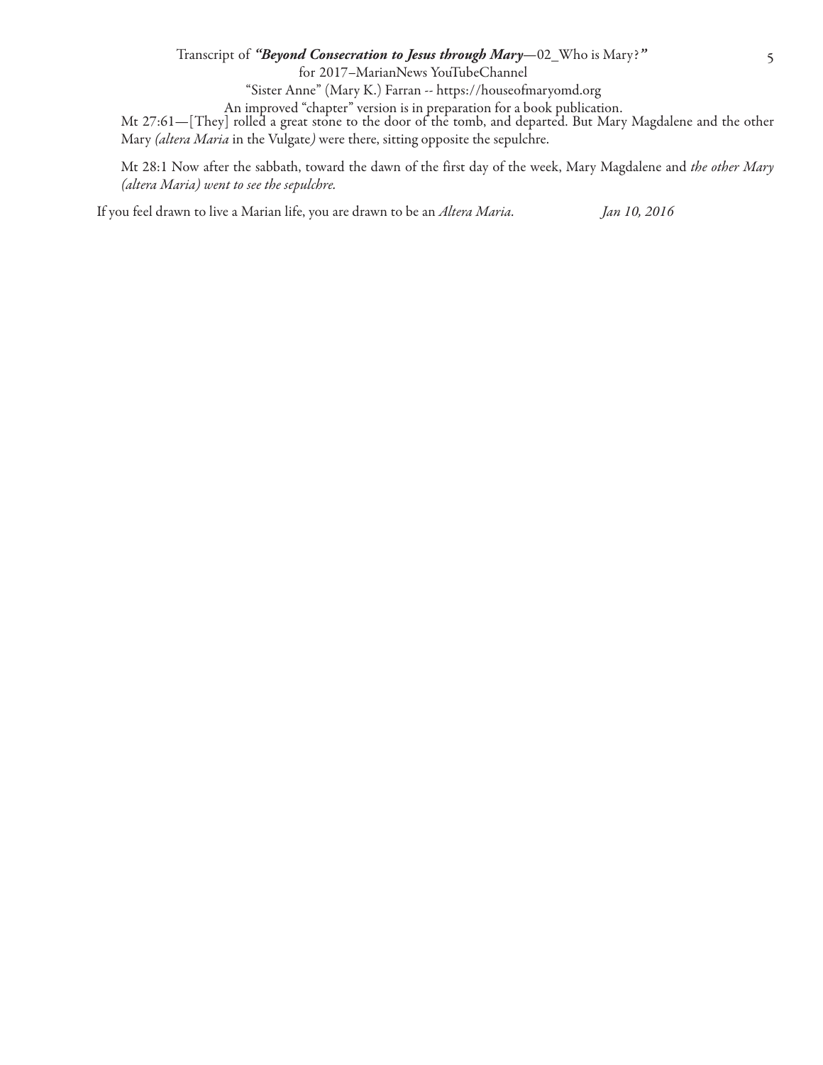Mt 27:61—[They] rolled a great stone to the door of the tomb, and departed. But Mary Magdalene and the other Mary *(altera Maria* in the Vulgate*)* were there, sitting opposite the sepulchre.

Mt 28:1 Now after the sabbath, toward the dawn of the first day of the week, Mary Magdalene and *the other Mary (altera Maria) went to see the sepulchre.*

If you feel drawn to live a Marian life, you are drawn to be an *Altera Maria.* *Jan 10, 2016*